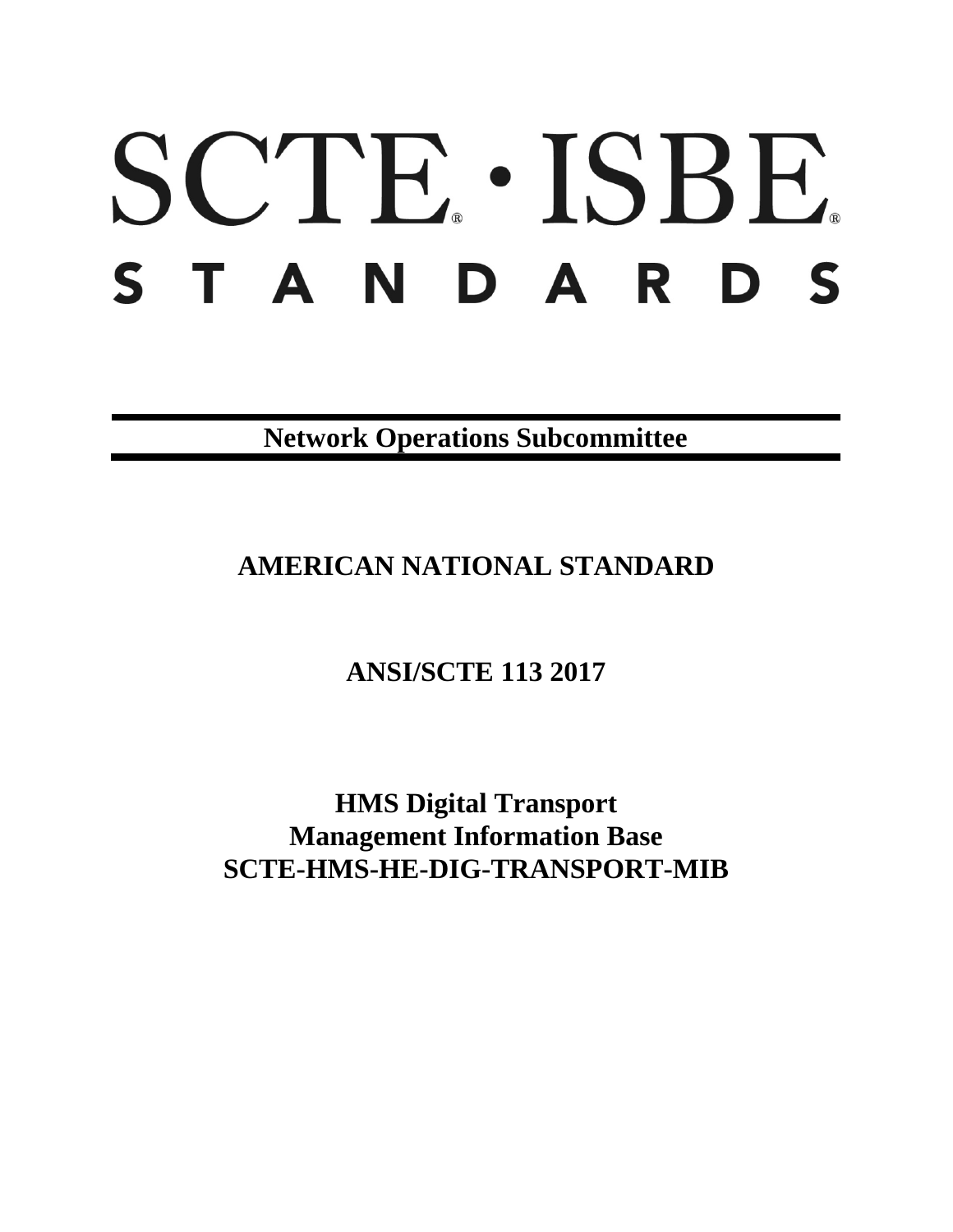# SCTE · ISBE

# STANDARDS

**Network Operations Subcommittee**

## AMERICAN NATIONAL STANDARD

## ANSI/SCTE 113 2017

# HMS Digital Transport Management Information Base SCTE-HMS-HE-DIG-TRANSPORT-MIB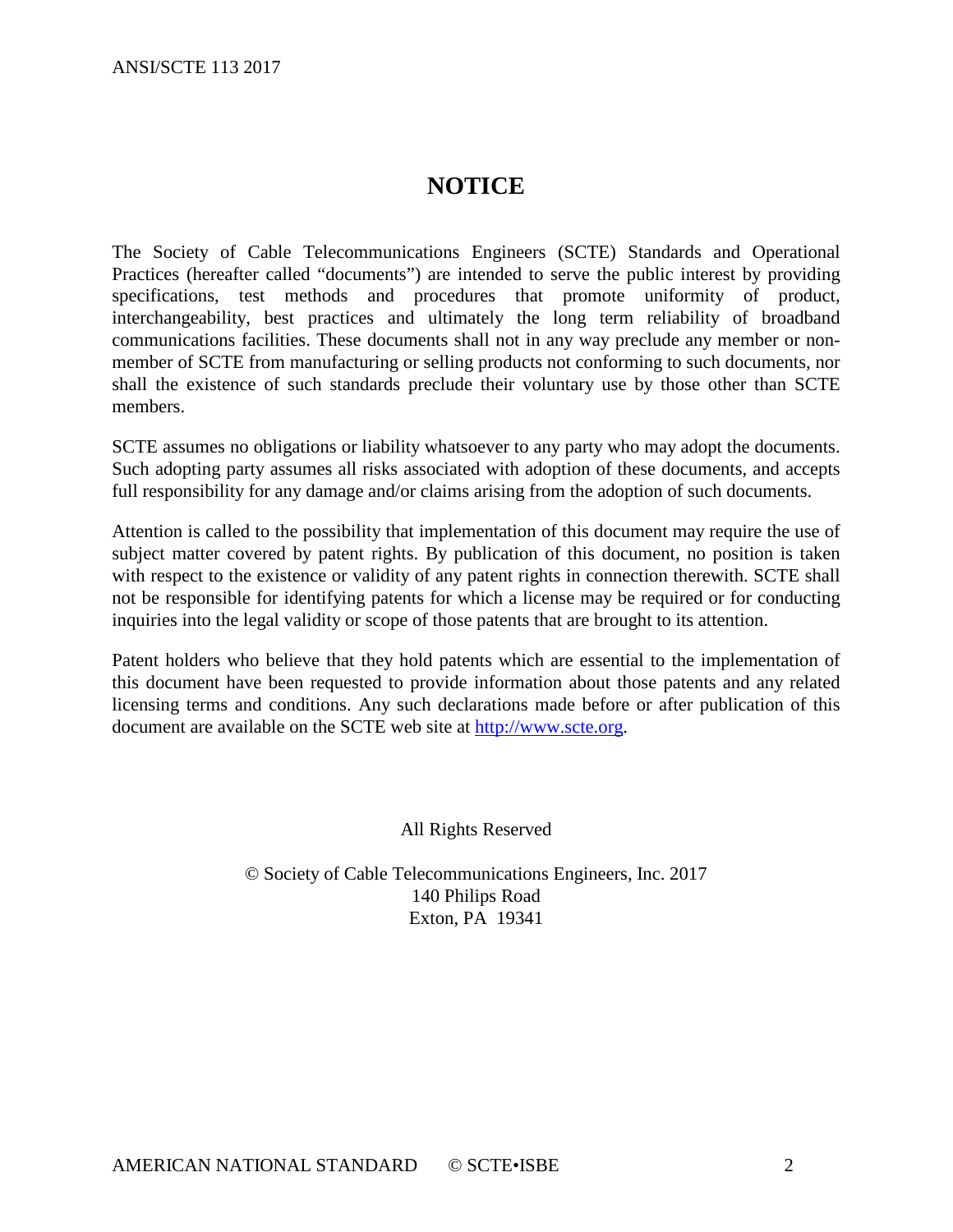# NOTICE

The Society of Cable Telecommunications Engineers (SCTE) Standards and Operational Practices (hereafter called "documents") are intended to serve the public interest by providing specifications, test methods and procedures that promote uniformity of product, interchangeability, best practices and ultimately the long term reliability of broadband communications facilities. These documents shall not in any way preclude any member or non-member of SCTE from manufacturing or selling products not conforming to such documents, nor shall the existence of such standards preclude their voluntary use by those other than SCTE members.

SCTE assumes no obligations or liability whatsoever to any party who may adopt the documents. Such adopting party assumes all risks associated with adoption of these documents, and accepts full responsibility for any damage and/or claims arising from the adoption of such documents.

Attention is called to the possibility that implementation of this document may require the use of subject matter covered by patent rights. By publication of this document, no position is taken with respect to the existence or validity of any patent rights in connection therewith. SCTE shall not be responsible for identifying patents for which a license may be required or for conducting inquiries into the legal validity or scope of those patents that are brought to its attention.

Patent holders who believe that they hold patents which are essential to the implementation of this document have been requested to provide information about those patents and any related licensing terms and conditions. Any such declarations made before or after publication of this document are available on the SCTE web site at http://www.scte.org.

All Rights Reserved

© Society of Cable Telecommunications Engineers, Inc. 2017
140 Philips Road
Exton, PA 19341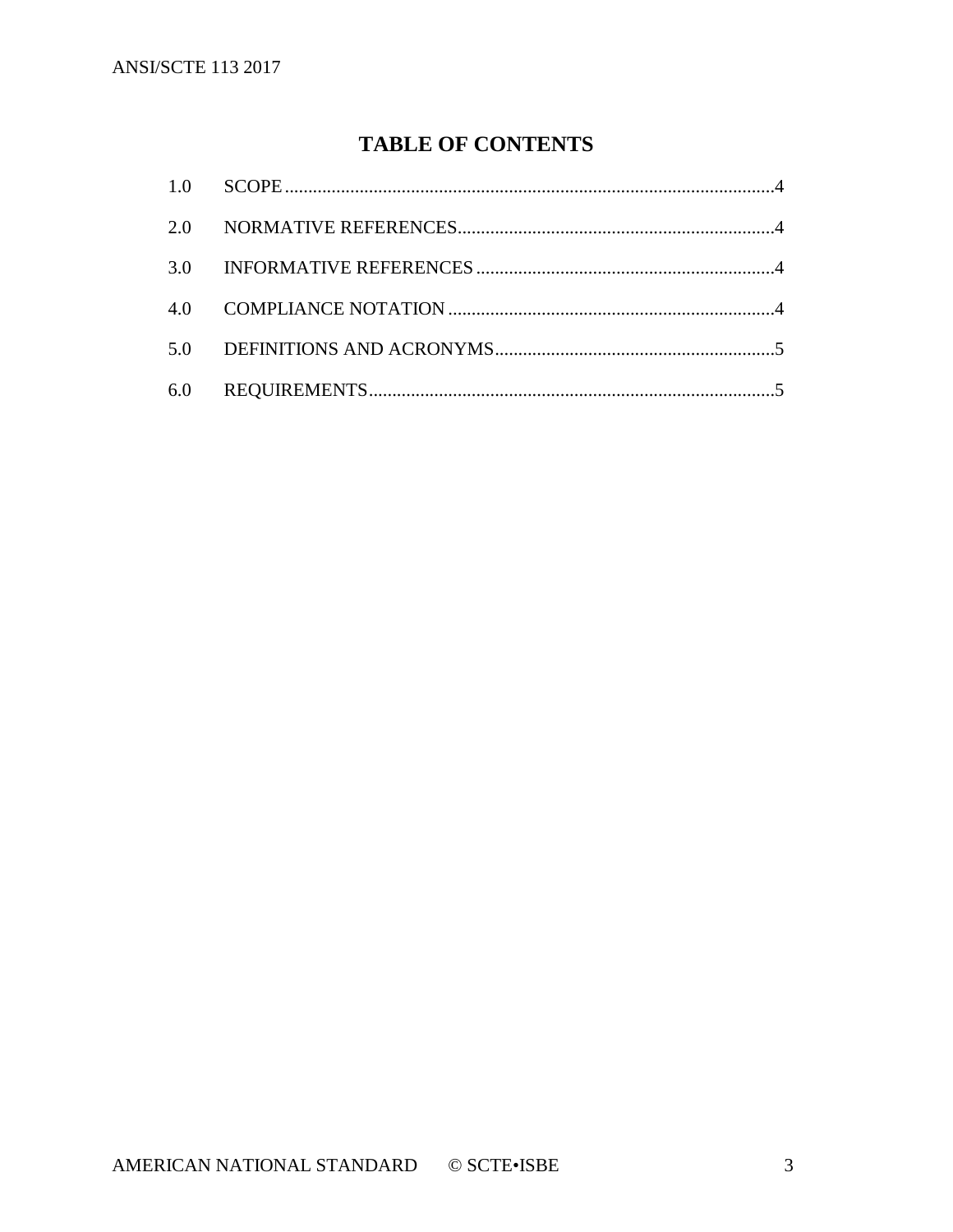# TABLE OF CONTENTS

1.0 SCOPE ........................................................................................................4

2.0 NORMATIVE REFERENCES ...................................................................4

3.0 INFORMATIVE REFERENCES ................................................................4

4.0 COMPLIANCE NOTATION ......................................................................4

5.0 DEFINITIONS AND ACRONYMS ............................................................5

6.0 REQUIREMENTS .......................................................................................5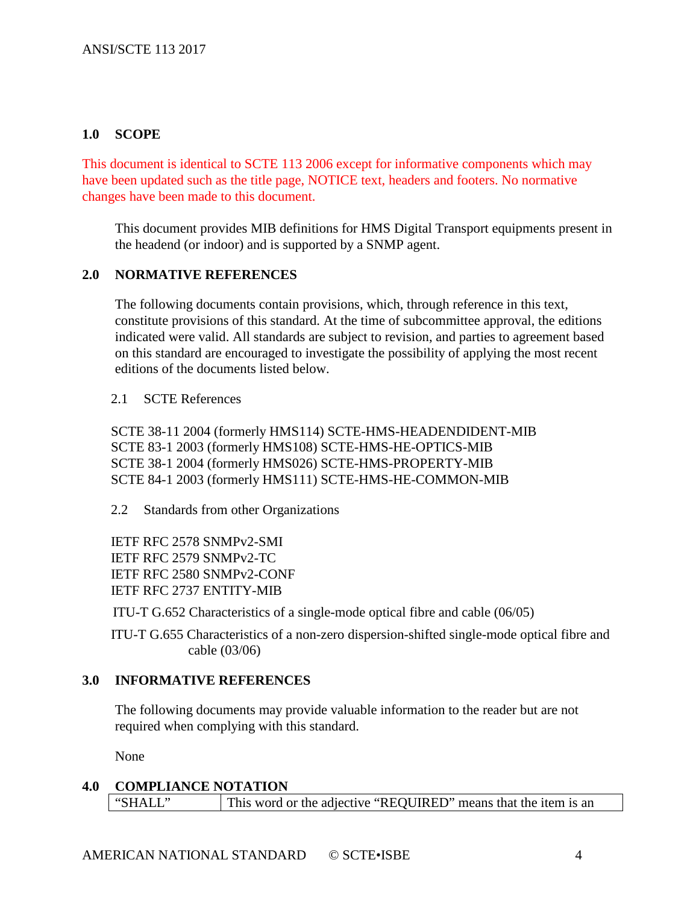## 1.0 SCOPE

This document is identical to SCTE 113 2006 except for informative components which may have been updated such as the title page, NOTICE text, headers and footers. No normative changes have been made to this document.

This document provides MIB definitions for HMS Digital Transport equipments present in the headend (or indoor) and is supported by a SNMP agent.

## 2.0 NORMATIVE REFERENCES

The following documents contain provisions, which, through reference in this text, constitute provisions of this standard. At the time of subcommittee approval, the editions indicated were valid. All standards are subject to revision, and parties to agreement based on this standard are encouraged to investigate the possibility of applying the most recent editions of the documents listed below.

### 2.1 SCTE References

SCTE 38-11 2004 (formerly HMS114) SCTE-HMS-HEADENDIDENT-MIB
SCTE 83-1 2003 (formerly HMS108) SCTE-HMS-HE-OPTICS-MIB
SCTE 38-1 2004 (formerly HMS026) SCTE-HMS-PROPERTY-MIB
SCTE 84-1 2003 (formerly HMS111) SCTE-HMS-HE-COMMON-MIB

### 2.2 Standards from other Organizations

IETF RFC 2578 SNMPv2-SMI
IETF RFC 2579 SNMPv2-TC
IETF RFC 2580 SNMPv2-CONF
IETF RFC 2737 ENTITY-MIB

ITU-T G.652 Characteristics of a single-mode optical fibre and cable (06/05)

ITU-T G.655 Characteristics of a non-zero dispersion-shifted single-mode optical fibre and cable (03/06)

## 3.0 INFORMATIVE REFERENCES

The following documents may provide valuable information to the reader but are not required when complying with this standard.

None

## 4.0 COMPLIANCE NOTATION

| | |
|---|---|
| "SHALL" | This word or the adjective "REQUIRED" means that the item is an |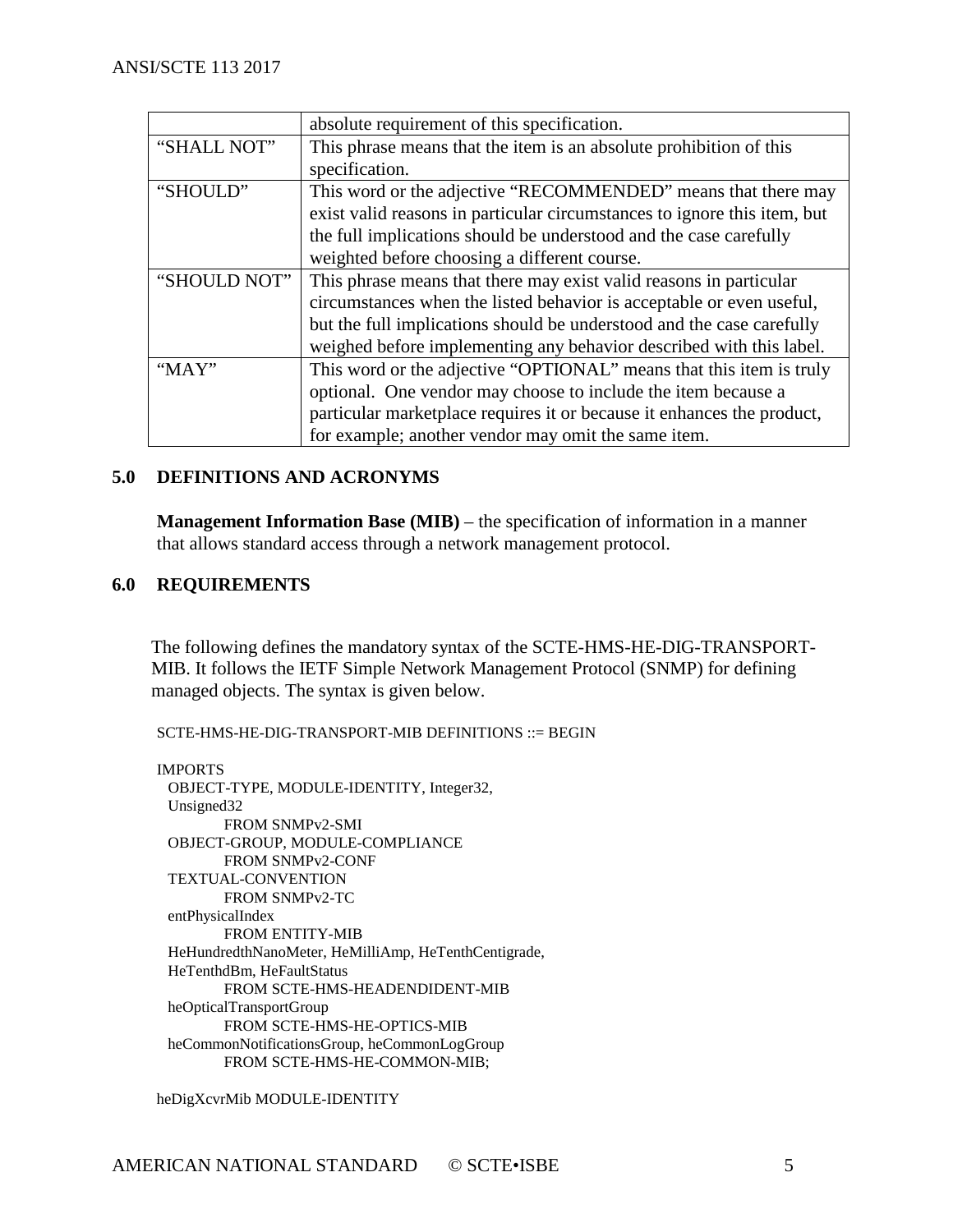| | |
|---|---|
| | absolute requirement of this specification. |
| "SHALL NOT" | This phrase means that the item is an absolute prohibition of this specification. |
| "SHOULD" | This word or the adjective "RECOMMENDED" means that there may exist valid reasons in particular circumstances to ignore this item, but the full implications should be understood and the case carefully weighted before choosing a different course. |
| "SHOULD NOT" | This phrase means that there may exist valid reasons in particular circumstances when the listed behavior is acceptable or even useful, but the full implications should be understood and the case carefully weighed before implementing any behavior described with this label. |
| "MAY" | This word or the adjective "OPTIONAL" means that this item is truly optional. One vendor may choose to include the item because a particular marketplace requires it or because it enhances the product, for example; another vendor may omit the same item. |

## 5.0 DEFINITIONS AND ACRONYMS

**Management Information Base (MIB)** – the specification of information in a manner that allows standard access through a network management protocol.

## 6.0 REQUIREMENTS

The following defines the mandatory syntax of the SCTE-HMS-HE-DIG-TRANSPORT-MIB. It follows the IETF Simple Network Management Protocol (SNMP) for defining managed objects. The syntax is given below.

```
SCTE-HMS-HE-DIG-TRANSPORT-MIB DEFINITIONS ::= BEGIN

IMPORTS
  OBJECT-TYPE, MODULE-IDENTITY, Integer32,
  Unsigned32
          FROM SNMPv2-SMI
  OBJECT-GROUP, MODULE-COMPLIANCE
          FROM SNMPv2-CONF
  TEXTUAL-CONVENTION
          FROM SNMPv2-TC
  entPhysicalIndex
          FROM ENTITY-MIB
  HeHundredthNanoMeter, HeMilliAmp, HeTenthCentigrade,
  HeTenthdBm, HeFaultStatus
          FROM SCTE-HMS-HEADENDIDENT-MIB
  heOpticalTransportGroup
          FROM SCTE-HMS-HE-OPTICS-MIB
  heCommonNotificationsGroup, heCommonLogGroup
          FROM SCTE-HMS-HE-COMMON-MIB;

heDigXcvrMib MODULE-IDENTITY
```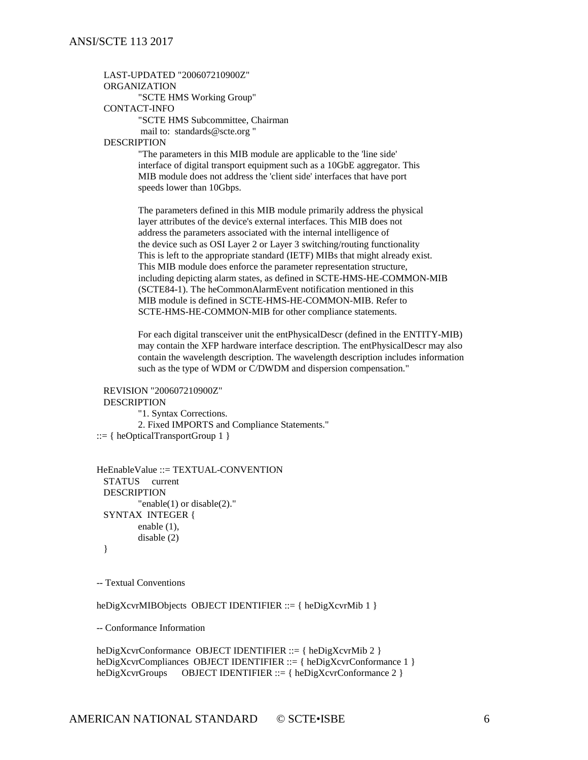```
   LAST-UPDATED "200607210900Z"
   ORGANIZATION
            "SCTE HMS Working Group"
   CONTACT-INFO
            "SCTE HMS Subcommittee, Chairman
             mail to:  standards@scte.org "
   DESCRIPTION
            "The parameters in this MIB module are applicable to the 'line side'
            interface of digital transport equipment such as a 10GbE aggregator. This
            MIB module does not address the 'client side' interfaces that have port
            speeds lower than 10Gbps.

            The parameters defined in this MIB module primarily address the physical
            layer attributes of the device's external interfaces. This MIB does not
            address the parameters associated with the internal intelligence of
            the device such as OSI Layer 2 or Layer 3 switching/routing functionality
            This is left to the appropriate standard (IETF) MIBs that might already exist.
            This MIB module does enforce the parameter representation structure,
            including depicting alarm states, as defined in SCTE-HMS-HE-COMMON-MIB
            (SCTE84-1). The heCommonAlarmEvent notification mentioned in this
            MIB module is defined in SCTE-HMS-HE-COMMON-MIB. Refer to
            SCTE-HMS-HE-COMMON-MIB for other compliance statements.

            For each digital transceiver unit the entPhysicalDescr (defined in the ENTITY-MIB)
            may contain the XFP hardware interface description. The entPhysicalDescr may also
            contain the wavelength description. The wavelength description includes information
            such as the type of WDM or C/DWDM and dispersion compensation."

   REVISION "200607210900Z"
   DESCRIPTION
            "1. Syntax Corrections.
            2. Fixed IMPORTS and Compliance Statements."
::= { heOpticalTransportGroup 1 }


HeEnableValue ::= TEXTUAL-CONVENTION
   STATUS     current
   DESCRIPTION
            "enable(1) or disable(2)."
   SYNTAX  INTEGER {
            enable (1),
            disable (2)
   }


-- Textual Conventions

heDigXcvrMIBObjects  OBJECT IDENTIFIER ::= { heDigXcvrMib 1 }

-- Conformance Information

heDigXcvrConformance  OBJECT IDENTIFIER ::= { heDigXcvrMib 2 }
heDigXcvrCompliances  OBJECT IDENTIFIER ::= { heDigXcvrConformance 1 }
heDigXcvrGroups       OBJECT IDENTIFIER ::= { heDigXcvrConformance 2 }
```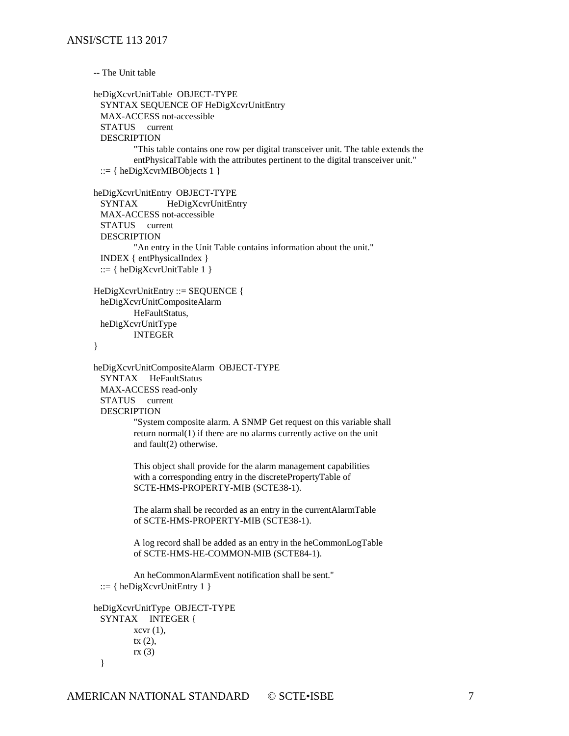```
-- The Unit table

heDigXcvrUnitTable  OBJECT-TYPE
   SYNTAX SEQUENCE OF HeDigXcvrUnitEntry
   MAX-ACCESS not-accessible
   STATUS     current
   DESCRIPTION
           "This table contains one row per digital transceiver unit. The table extends the
           entPhysicalTable with the attributes pertinent to the digital transceiver unit."
   ::= { heDigXcvrMIBObjects 1 }

heDigXcvrUnitEntry  OBJECT-TYPE
   SYNTAX          HeDigXcvrUnitEntry
   MAX-ACCESS not-accessible
   STATUS     current
   DESCRIPTION
           "An entry in the Unit Table contains information about the unit."
   INDEX { entPhysicalIndex }
   ::= { heDigXcvrUnitTable 1 }

HeDigXcvrUnitEntry ::= SEQUENCE {
   heDigXcvrUnitCompositeAlarm
           HeFaultStatus,
   heDigXcvrUnitType
           INTEGER
}

heDigXcvrUnitCompositeAlarm  OBJECT-TYPE
   SYNTAX     HeFaultStatus
   MAX-ACCESS read-only
   STATUS     current
   DESCRIPTION
           "System composite alarm. A SNMP Get request on this variable shall
           return normal(1) if there are no alarms currently active on the unit
           and fault(2) otherwise.

           This object shall provide for the alarm management capabilities
           with a corresponding entry in the discretePropertyTable of
           SCTE-HMS-PROPERTY-MIB (SCTE38-1).

           The alarm shall be recorded as an entry in the currentAlarmTable
           of SCTE-HMS-PROPERTY-MIB (SCTE38-1).

           A log record shall be added as an entry in the heCommonLogTable
           of SCTE-HMS-HE-COMMON-MIB (SCTE84-1).

           An heCommonAlarmEvent notification shall be sent."
   ::= { heDigXcvrUnitEntry 1 }

heDigXcvrUnitType  OBJECT-TYPE
   SYNTAX     INTEGER {
           xcvr (1),
           tx (2),
           rx (3)
   }
```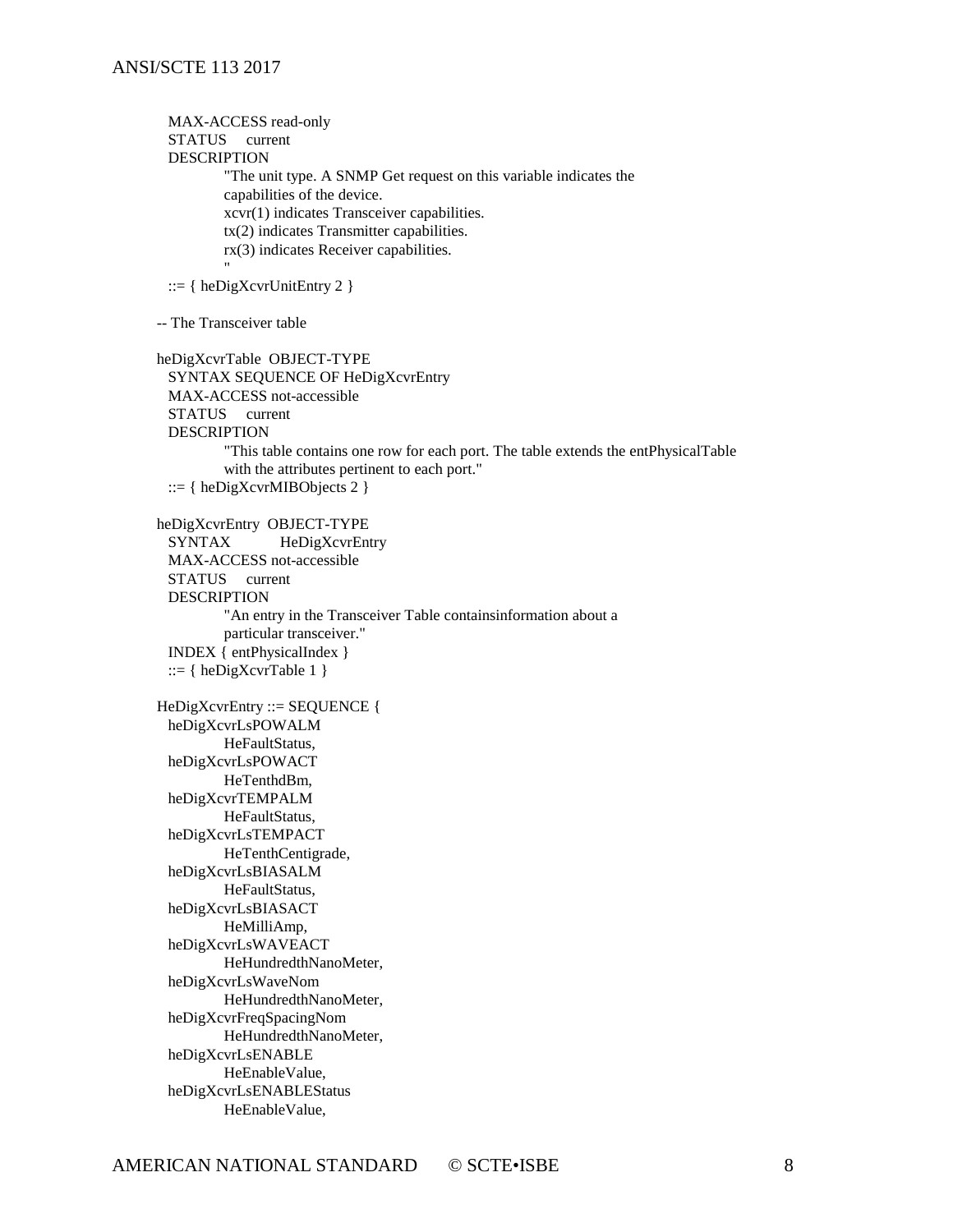```
  MAX-ACCESS read-only
  STATUS     current
  DESCRIPTION
           "The unit type. A SNMP Get request on this variable indicates the
           capabilities of the device.
           xcvr(1) indicates Transceiver capabilities.
           tx(2) indicates Transmitter capabilities.
           rx(3) indicates Receiver capabilities.
           "
  ::= { heDigXcvrUnitEntry 2 }

-- The Transceiver table

heDigXcvrTable  OBJECT-TYPE
  SYNTAX SEQUENCE OF HeDigXcvrEntry
  MAX-ACCESS not-accessible
  STATUS     current
  DESCRIPTION
           "This table contains one row for each port. The table extends the entPhysicalTable
           with the attributes pertinent to each port."
  ::= { heDigXcvrMIBObjects 2 }

heDigXcvrEntry  OBJECT-TYPE
  SYNTAX          HeDigXcvrEntry
  MAX-ACCESS not-accessible
  STATUS     current
  DESCRIPTION
           "An entry in the Transceiver Table containsinformation about a
           particular transceiver."
  INDEX { entPhysicalIndex }
  ::= { heDigXcvrTable 1 }

HeDigXcvrEntry ::= SEQUENCE {
  heDigXcvrLsPOWALM
           HeFaultStatus,
  heDigXcvrLsPOWACT
           HeTenthdBm,
  heDigXcvrTEMPALM
           HeFaultStatus,
  heDigXcvrLsTEMPACT
           HeTenthCentigrade,
  heDigXcvrLsBIASALM
           HeFaultStatus,
  heDigXcvrLsBIASACT
           HeMilliAmp,
  heDigXcvrLsWAVEACT
           HeHundredthNanoMeter,
  heDigXcvrLsWaveNom
           HeHundredthNanoMeter,
  heDigXcvrFreqSpacingNom
           HeHundredthNanoMeter,
  heDigXcvrLsENABLE
           HeEnableValue,
  heDigXcvrLsENABLEStatus
           HeEnableValue,
```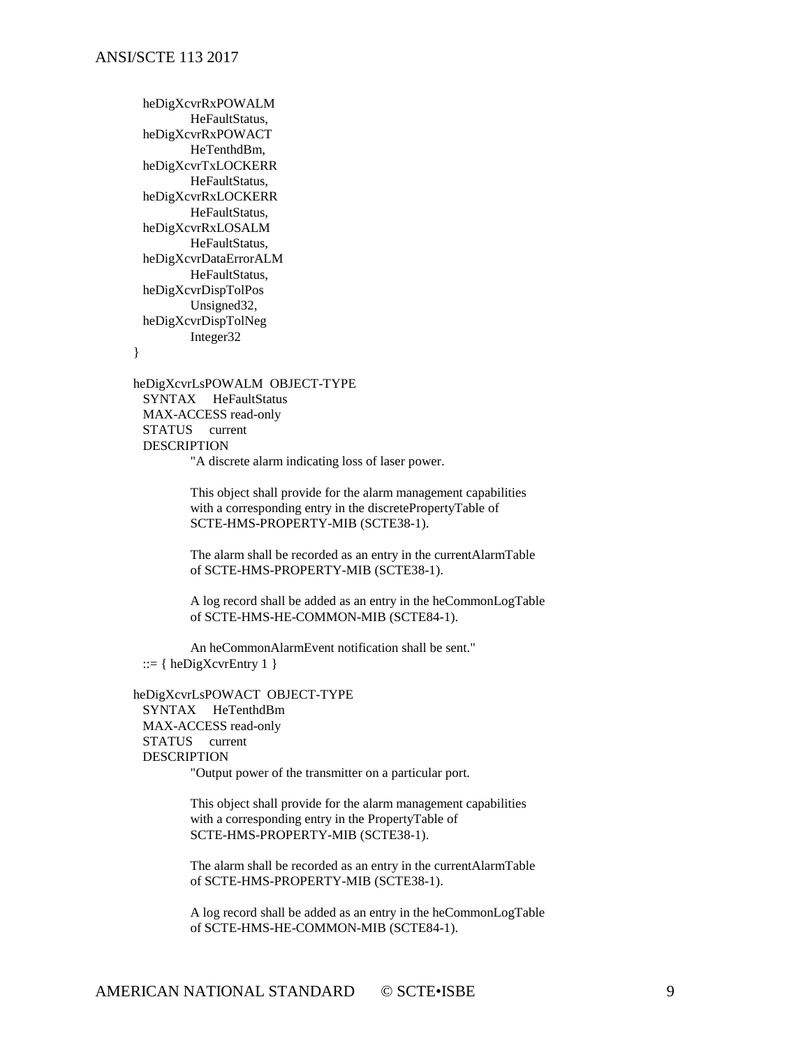```
    heDigXcvrRxPOWALM
            HeFaultStatus,
    heDigXcvrRxPOWACT
            HeTenthdBm,
    heDigXcvrTxLOCKERR
            HeFaultStatus,
    heDigXcvrRxLOCKERR
            HeFaultStatus,
    heDigXcvrRxLOSALM
            HeFaultStatus,
    heDigXcvrDataErrorALM
            HeFaultStatus,
    heDigXcvrDispTolPos
            Unsigned32,
    heDigXcvrDispTolNeg
            Integer32
}

heDigXcvrLsPOWALM  OBJECT-TYPE
    SYNTAX     HeFaultStatus
    MAX-ACCESS read-only
    STATUS     current
    DESCRIPTION
            "A discrete alarm indicating loss of laser power.

            This object shall provide for the alarm management capabilities
            with a corresponding entry in the discretePropertyTable of
            SCTE-HMS-PROPERTY-MIB (SCTE38-1).

            The alarm shall be recorded as an entry in the currentAlarmTable
            of SCTE-HMS-PROPERTY-MIB (SCTE38-1).

            A log record shall be added as an entry in the heCommonLogTable
            of SCTE-HMS-HE-COMMON-MIB (SCTE84-1).

            An heCommonAlarmEvent notification shall be sent."
    ::= { heDigXcvrEntry 1 }

heDigXcvrLsPOWACT  OBJECT-TYPE
    SYNTAX     HeTenthdBm
    MAX-ACCESS read-only
    STATUS     current
    DESCRIPTION
            "Output power of the transmitter on a particular port.

            This object shall provide for the alarm management capabilities
            with a corresponding entry in the PropertyTable of
            SCTE-HMS-PROPERTY-MIB (SCTE38-1).

            The alarm shall be recorded as an entry in the currentAlarmTable
            of SCTE-HMS-PROPERTY-MIB (SCTE38-1).

            A log record shall be added as an entry in the heCommonLogTable
            of SCTE-HMS-HE-COMMON-MIB (SCTE84-1).
```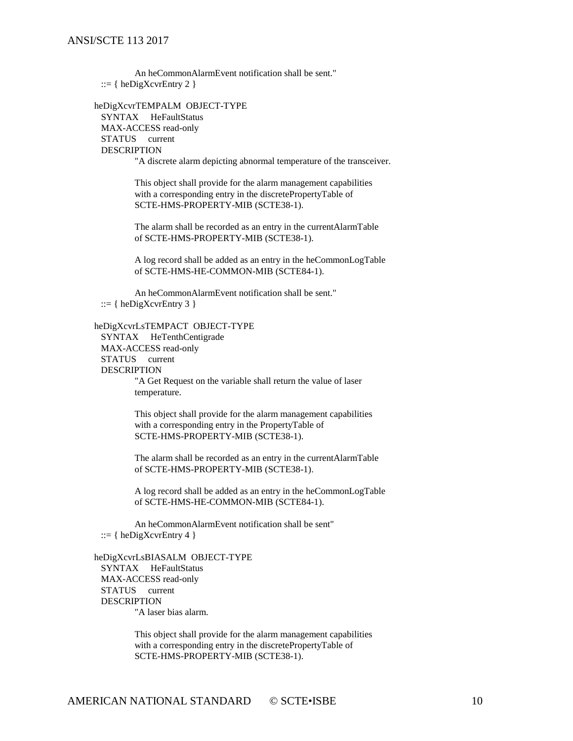```
            An heCommonAlarmEvent notification shall be sent."
    ::= { heDigXcvrEntry 2 }

heDigXcvrTEMPALM  OBJECT-TYPE
    SYNTAX      HeFaultStatus
    MAX-ACCESS read-only
    STATUS      current
    DESCRIPTION
            "A discrete alarm depicting abnormal temperature of the transceiver.

            This object shall provide for the alarm management capabilities
            with a corresponding entry in the discretePropertyTable of
            SCTE-HMS-PROPERTY-MIB (SCTE38-1).

            The alarm shall be recorded as an entry in the currentAlarmTable
            of SCTE-HMS-PROPERTY-MIB (SCTE38-1).

            A log record shall be added as an entry in the heCommonLogTable
            of SCTE-HMS-HE-COMMON-MIB (SCTE84-1).

            An heCommonAlarmEvent notification shall be sent."
    ::= { heDigXcvrEntry 3 }

heDigXcvrLsTEMPACT  OBJECT-TYPE
    SYNTAX      HeTenthCentigrade
    MAX-ACCESS read-only
    STATUS      current
    DESCRIPTION
            "A Get Request on the variable shall return the value of laser
            temperature.

            This object shall provide for the alarm management capabilities
            with a corresponding entry in the PropertyTable of
            SCTE-HMS-PROPERTY-MIB (SCTE38-1).

            The alarm shall be recorded as an entry in the currentAlarmTable
            of SCTE-HMS-PROPERTY-MIB (SCTE38-1).

            A log record shall be added as an entry in the heCommonLogTable
            of SCTE-HMS-HE-COMMON-MIB (SCTE84-1).

            An heCommonAlarmEvent notification shall be sent"
    ::= { heDigXcvrEntry 4 }

heDigXcvrLsBIASALM  OBJECT-TYPE
    SYNTAX      HeFaultStatus
    MAX-ACCESS read-only
    STATUS      current
    DESCRIPTION
            "A laser bias alarm.

            This object shall provide for the alarm management capabilities
            with a corresponding entry in the discretePropertyTable of
            SCTE-HMS-PROPERTY-MIB (SCTE38-1).
```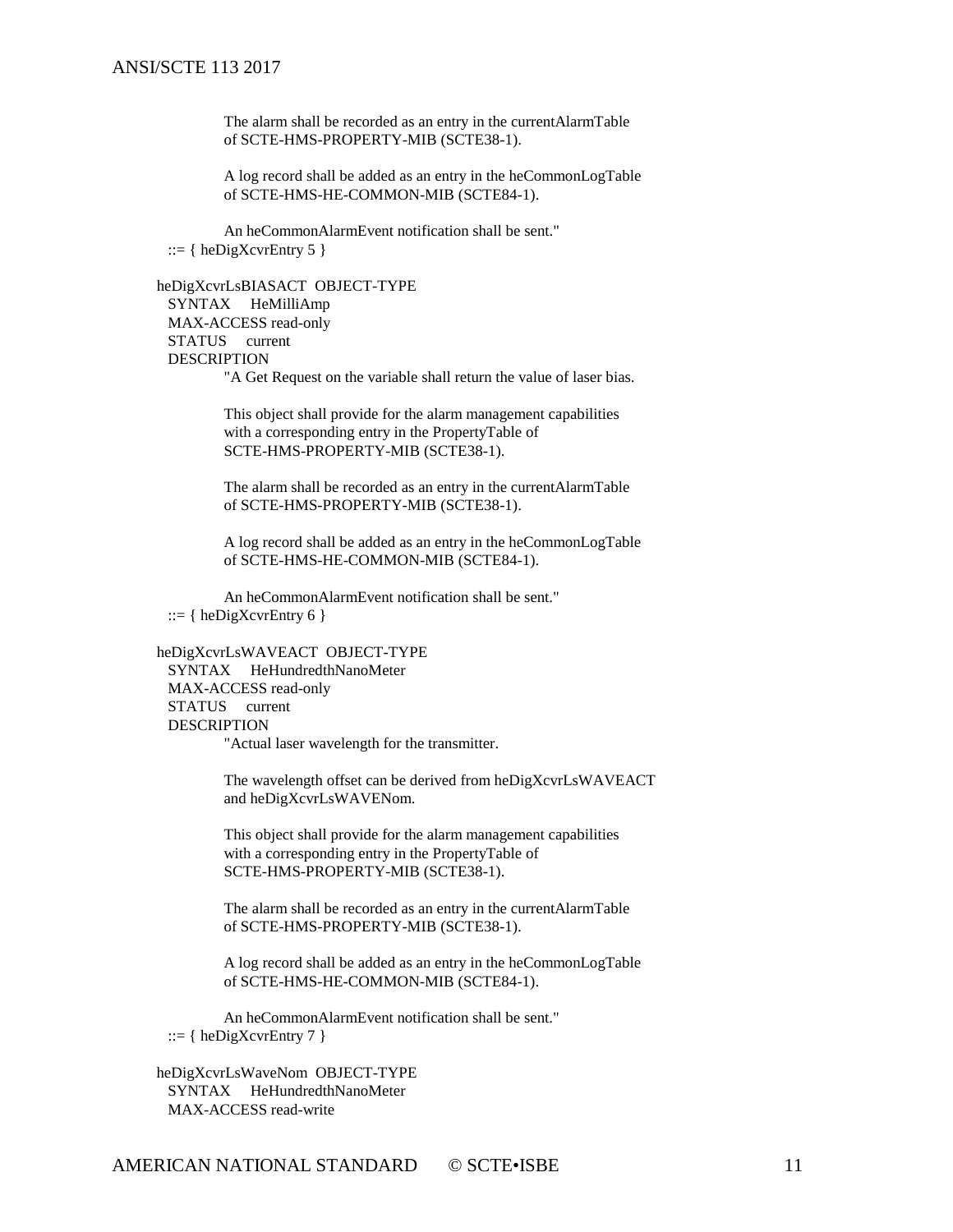```
                The alarm shall be recorded as an entry in the currentAlarmTable
                of SCTE-HMS-PROPERTY-MIB (SCTE38-1).

                A log record shall be added as an entry in the heCommonLogTable
                of SCTE-HMS-HE-COMMON-MIB (SCTE84-1).

                An heCommonAlarmEvent notification shall be sent."
    ::= { heDigXcvrEntry 5 }

heDigXcvrLsBIASACT  OBJECT-TYPE
    SYNTAX     HeMilliAmp
    MAX-ACCESS read-only
    STATUS     current
    DESCRIPTION
                "A Get Request on the variable shall return the value of laser bias.

                This object shall provide for the alarm management capabilities
                with a corresponding entry in the PropertyTable of
                SCTE-HMS-PROPERTY-MIB (SCTE38-1).

                The alarm shall be recorded as an entry in the currentAlarmTable
                of SCTE-HMS-PROPERTY-MIB (SCTE38-1).

                A log record shall be added as an entry in the heCommonLogTable
                of SCTE-HMS-HE-COMMON-MIB (SCTE84-1).

                An heCommonAlarmEvent notification shall be sent."
    ::= { heDigXcvrEntry 6 }

heDigXcvrLsWAVEACT  OBJECT-TYPE
    SYNTAX     HeHundredthNanoMeter
    MAX-ACCESS read-only
    STATUS     current
    DESCRIPTION
                "Actual laser wavelength for the transmitter.

                The wavelength offset can be derived from heDigXcvrLsWAVEACT
                and heDigXcvrLsWAVENom.

                This object shall provide for the alarm management capabilities
                with a corresponding entry in the PropertyTable of
                SCTE-HMS-PROPERTY-MIB (SCTE38-1).

                The alarm shall be recorded as an entry in the currentAlarmTable
                of SCTE-HMS-PROPERTY-MIB (SCTE38-1).

                A log record shall be added as an entry in the heCommonLogTable
                of SCTE-HMS-HE-COMMON-MIB (SCTE84-1).

                An heCommonAlarmEvent notification shall be sent."
    ::= { heDigXcvrEntry 7 }

heDigXcvrLsWaveNom  OBJECT-TYPE
    SYNTAX     HeHundredthNanoMeter
    MAX-ACCESS read-write
```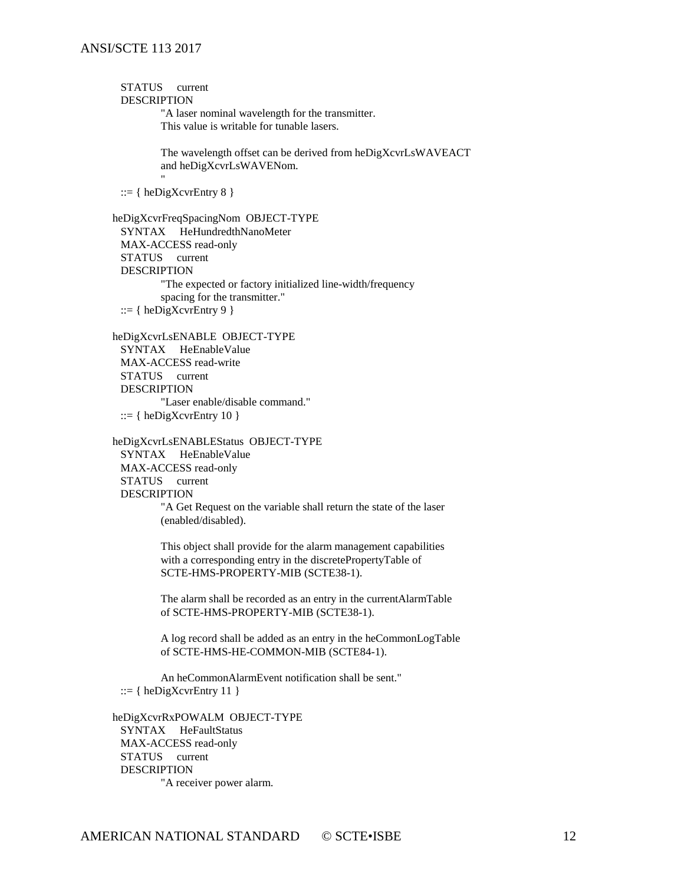```
   STATUS     current
   DESCRIPTION
            "A laser nominal wavelength for the transmitter.
            This value is writable for tunable lasers.

            The wavelength offset can be derived from heDigXcvrLsWAVEACT
            and heDigXcvrLsWAVENom.
            "
   ::= { heDigXcvrEntry 8 }

heDigXcvrFreqSpacingNom  OBJECT-TYPE
   SYNTAX     HeHundredthNanoMeter
   MAX-ACCESS read-only
   STATUS     current
   DESCRIPTION
            "The expected or factory initialized line-width/frequency
            spacing for the transmitter."
   ::= { heDigXcvrEntry 9 }

heDigXcvrLsENABLE  OBJECT-TYPE
   SYNTAX     HeEnableValue
   MAX-ACCESS read-write
   STATUS     current
   DESCRIPTION
            "Laser enable/disable command."
   ::= { heDigXcvrEntry 10 }

heDigXcvrLsENABLEStatus  OBJECT-TYPE
   SYNTAX     HeEnableValue
   MAX-ACCESS read-only
   STATUS     current
   DESCRIPTION
            "A Get Request on the variable shall return the state of the laser
            (enabled/disabled).

            This object shall provide for the alarm management capabilities
            with a corresponding entry in the discretePropertyTable of
            SCTE-HMS-PROPERTY-MIB (SCTE38-1).

            The alarm shall be recorded as an entry in the currentAlarmTable
            of SCTE-HMS-PROPERTY-MIB (SCTE38-1).

            A log record shall be added as an entry in the heCommonLogTable
            of SCTE-HMS-HE-COMMON-MIB (SCTE84-1).

            An heCommonAlarmEvent notification shall be sent."
   ::= { heDigXcvrEntry 11 }

heDigXcvrRxPOWALM  OBJECT-TYPE
   SYNTAX     HeFaultStatus
   MAX-ACCESS read-only
   STATUS     current
   DESCRIPTION
            "A receiver power alarm.
```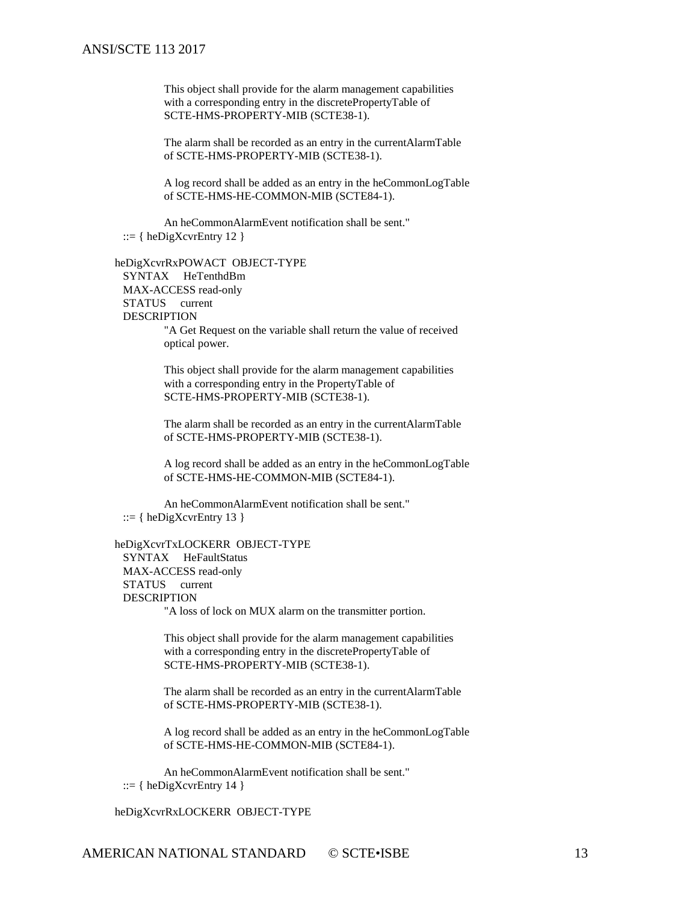```
            This object shall provide for the alarm management capabilities
            with a corresponding entry in the discretePropertyTable of
            SCTE-HMS-PROPERTY-MIB (SCTE38-1).

            The alarm shall be recorded as an entry in the currentAlarmTable
            of SCTE-HMS-PROPERTY-MIB (SCTE38-1).

            A log record shall be added as an entry in the heCommonLogTable
            of SCTE-HMS-HE-COMMON-MIB (SCTE84-1).

            An heCommonAlarmEvent notification shall be sent."
    ::= { heDigXcvrEntry 12 }

heDigXcvrRxPOWACT  OBJECT-TYPE
    SYNTAX     HeTenthdBm
    MAX-ACCESS read-only
    STATUS     current
    DESCRIPTION
            "A Get Request on the variable shall return the value of received
            optical power.

            This object shall provide for the alarm management capabilities
            with a corresponding entry in the PropertyTable of
            SCTE-HMS-PROPERTY-MIB (SCTE38-1).

            The alarm shall be recorded as an entry in the currentAlarmTable
            of SCTE-HMS-PROPERTY-MIB (SCTE38-1).

            A log record shall be added as an entry in the heCommonLogTable
            of SCTE-HMS-HE-COMMON-MIB (SCTE84-1).

            An heCommonAlarmEvent notification shall be sent."
    ::= { heDigXcvrEntry 13 }

heDigXcvrTxLOCKERR  OBJECT-TYPE
    SYNTAX     HeFaultStatus
    MAX-ACCESS read-only
    STATUS     current
    DESCRIPTION
            "A loss of lock on MUX alarm on the transmitter portion.

            This object shall provide for the alarm management capabilities
            with a corresponding entry in the discretePropertyTable of
            SCTE-HMS-PROPERTY-MIB (SCTE38-1).

            The alarm shall be recorded as an entry in the currentAlarmTable
            of SCTE-HMS-PROPERTY-MIB (SCTE38-1).

            A log record shall be added as an entry in the heCommonLogTable
            of SCTE-HMS-HE-COMMON-MIB (SCTE84-1).

            An heCommonAlarmEvent notification shall be sent."
    ::= { heDigXcvrEntry 14 }

heDigXcvrRxLOCKERR  OBJECT-TYPE
```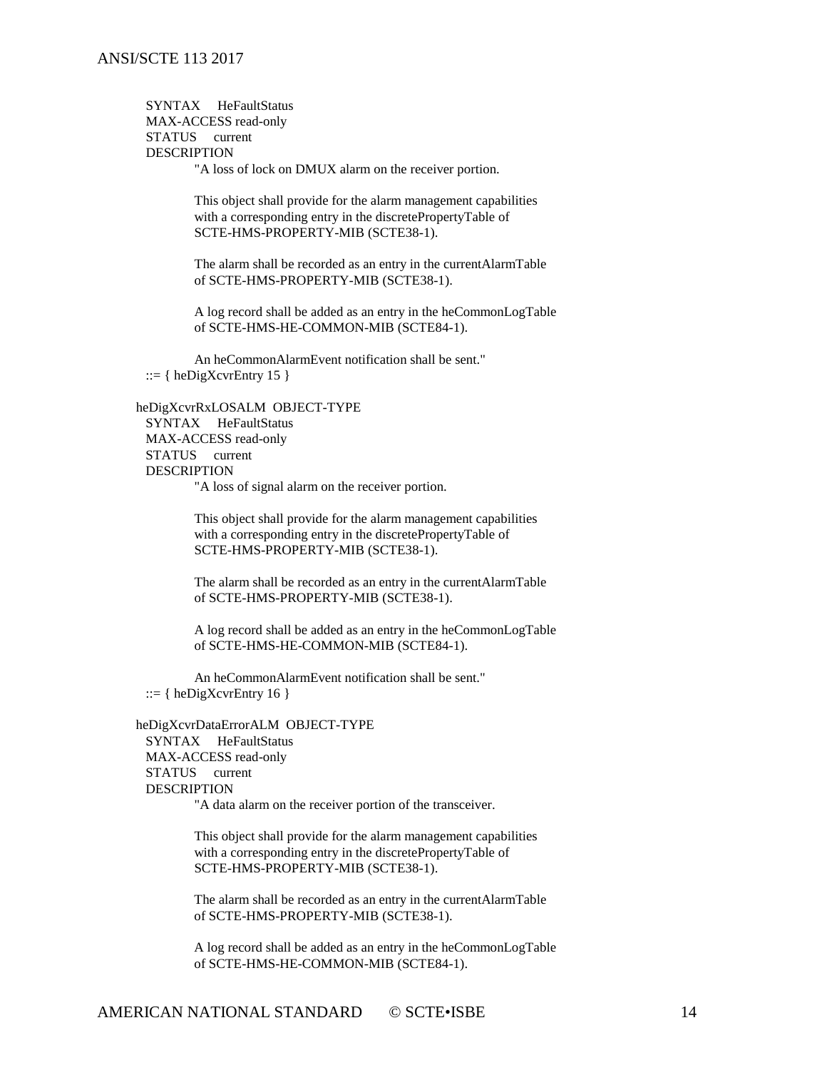```
    SYNTAX     HeFaultStatus
    MAX-ACCESS read-only
    STATUS     current
    DESCRIPTION
            "A loss of lock on DMUX alarm on the receiver portion.

            This object shall provide for the alarm management capabilities
            with a corresponding entry in the discretePropertyTable of
            SCTE-HMS-PROPERTY-MIB (SCTE38-1).

            The alarm shall be recorded as an entry in the currentAlarmTable
            of SCTE-HMS-PROPERTY-MIB (SCTE38-1).

            A log record shall be added as an entry in the heCommonLogTable
            of SCTE-HMS-HE-COMMON-MIB (SCTE84-1).

            An heCommonAlarmEvent notification shall be sent."
    ::= { heDigXcvrEntry 15 }

  heDigXcvrRxLOSALM  OBJECT-TYPE
    SYNTAX     HeFaultStatus
    MAX-ACCESS read-only
    STATUS     current
    DESCRIPTION
            "A loss of signal alarm on the receiver portion.

            This object shall provide for the alarm management capabilities
            with a corresponding entry in the discretePropertyTable of
            SCTE-HMS-PROPERTY-MIB (SCTE38-1).

            The alarm shall be recorded as an entry in the currentAlarmTable
            of SCTE-HMS-PROPERTY-MIB (SCTE38-1).

            A log record shall be added as an entry in the heCommonLogTable
            of SCTE-HMS-HE-COMMON-MIB (SCTE84-1).

            An heCommonAlarmEvent notification shall be sent."
    ::= { heDigXcvrEntry 16 }

  heDigXcvrDataErrorALM  OBJECT-TYPE
    SYNTAX     HeFaultStatus
    MAX-ACCESS read-only
    STATUS     current
    DESCRIPTION
            "A data alarm on the receiver portion of the transceiver.

            This object shall provide for the alarm management capabilities
            with a corresponding entry in the discretePropertyTable of
            SCTE-HMS-PROPERTY-MIB (SCTE38-1).

            The alarm shall be recorded as an entry in the currentAlarmTable
            of SCTE-HMS-PROPERTY-MIB (SCTE38-1).

            A log record shall be added as an entry in the heCommonLogTable
            of SCTE-HMS-HE-COMMON-MIB (SCTE84-1).
```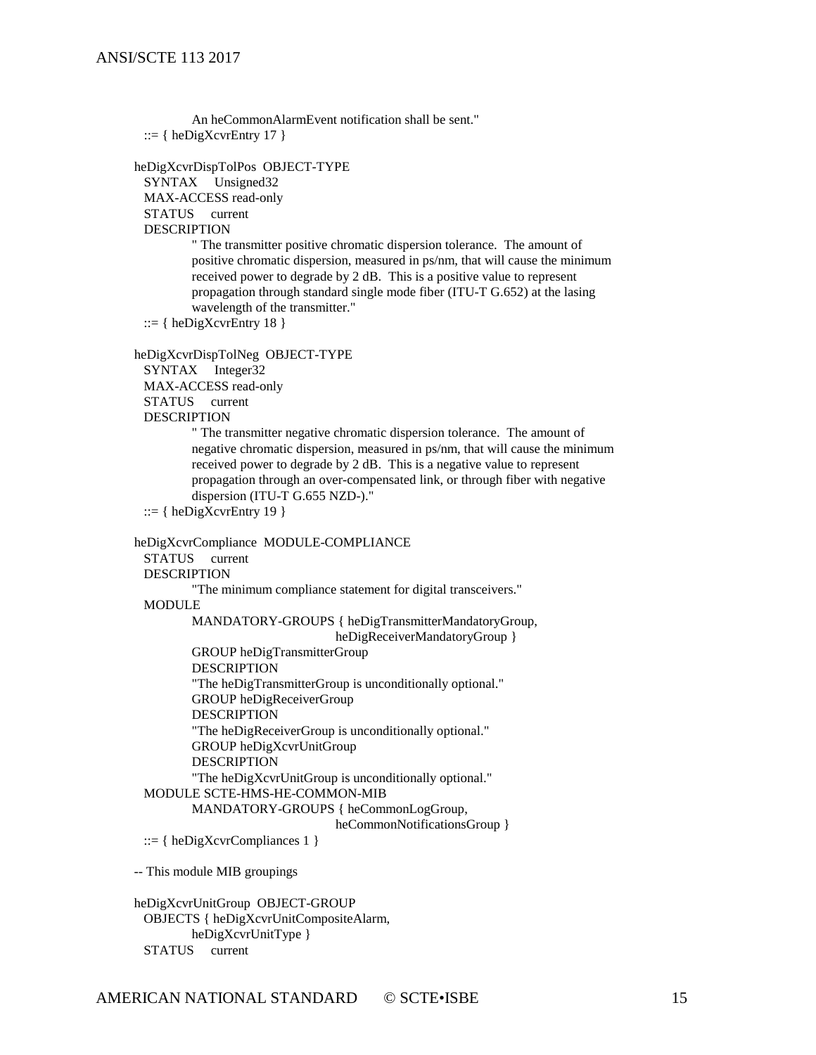```
            An heCommonAlarmEvent notification shall be sent."
    ::= { heDigXcvrEntry 17 }

heDigXcvrDispTolPos  OBJECT-TYPE
    SYNTAX     Unsigned32
    MAX-ACCESS read-only
    STATUS     current
    DESCRIPTION
            " The transmitter positive chromatic dispersion tolerance.  The amount of
            positive chromatic dispersion, measured in ps/nm, that will cause the minimum
            received power to degrade by 2 dB.  This is a positive value to represent
            propagation through standard single mode fiber (ITU-T G.652) at the lasing
            wavelength of the transmitter."
    ::= { heDigXcvrEntry 18 }

heDigXcvrDispTolNeg  OBJECT-TYPE
    SYNTAX     Integer32
    MAX-ACCESS read-only
    STATUS     current
    DESCRIPTION
            " The transmitter negative chromatic dispersion tolerance.  The amount of
            negative chromatic dispersion, measured in ps/nm, that will cause the minimum
            received power to degrade by 2 dB.  This is a negative value to represent
            propagation through an over-compensated link, or through fiber with negative
            dispersion (ITU-T G.655 NZD-)."
    ::= { heDigXcvrEntry 19 }

heDigXcvrCompliance  MODULE-COMPLIANCE
    STATUS     current
    DESCRIPTION
            "The minimum compliance statement for digital transceivers."
    MODULE
            MANDATORY-GROUPS { heDigTransmitterMandatoryGroup,
                               heDigReceiverMandatoryGroup }
            GROUP heDigTransmitterGroup
            DESCRIPTION
            "The heDigTransmitterGroup is unconditionally optional."
            GROUP heDigReceiverGroup
            DESCRIPTION
            "The heDigReceiverGroup is unconditionally optional."
            GROUP heDigXcvrUnitGroup
            DESCRIPTION
            "The heDigXcvrUnitGroup is unconditionally optional."
    MODULE SCTE-HMS-HE-COMMON-MIB
            MANDATORY-GROUPS { heCommonLogGroup,
                               heCommonNotificationsGroup }
    ::= { heDigXcvrCompliances 1 }

-- This module MIB groupings

heDigXcvrUnitGroup  OBJECT-GROUP
    OBJECTS { heDigXcvrUnitCompositeAlarm,
            heDigXcvrUnitType }
    STATUS     current
```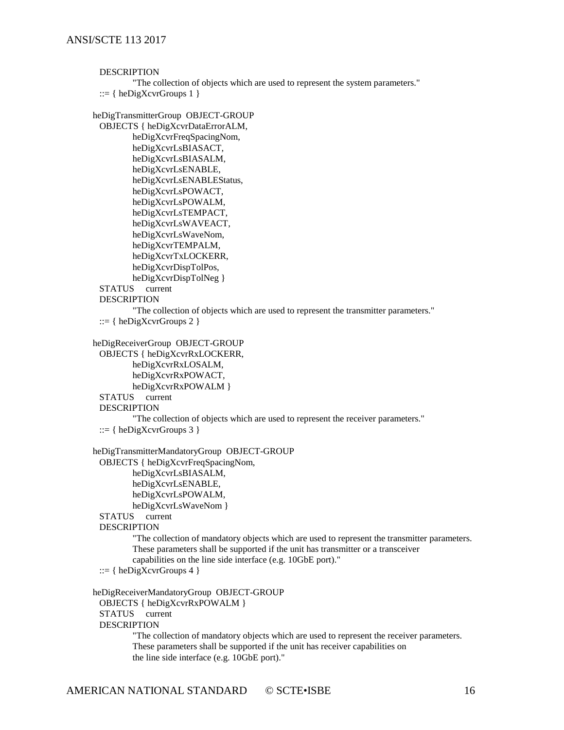```
  DESCRIPTION
          "The collection of objects which are used to represent the system parameters."
  ::= { heDigXcvrGroups 1 }

heDigTransmitterGroup  OBJECT-GROUP
  OBJECTS { heDigXcvrDataErrorALM,
          heDigXcvrFreqSpacingNom,
          heDigXcvrLsBIASACT,
          heDigXcvrLsBIASALM,
          heDigXcvrLsENABLE,
          heDigXcvrLsENABLEStatus,
          heDigXcvrLsPOWACT,
          heDigXcvrLsPOWALM,
          heDigXcvrLsTEMPACT,
          heDigXcvrLsWAVEACT,
          heDigXcvrLsWaveNom,
          heDigXcvrTEMPALM,
          heDigXcvrTxLOCKERR,
          heDigXcvrDispTolPos,
          heDigXcvrDispTolNeg }
  STATUS     current
  DESCRIPTION
          "The collection of objects which are used to represent the transmitter parameters."
  ::= { heDigXcvrGroups 2 }

heDigReceiverGroup  OBJECT-GROUP
  OBJECTS { heDigXcvrRxLOCKERR,
          heDigXcvrRxLOSALM,
          heDigXcvrRxPOWACT,
          heDigXcvrRxPOWALM }
  STATUS     current
  DESCRIPTION
          "The collection of objects which are used to represent the receiver parameters."
  ::= { heDigXcvrGroups 3 }

heDigTransmitterMandatoryGroup  OBJECT-GROUP
  OBJECTS { heDigXcvrFreqSpacingNom,
          heDigXcvrLsBIASALM,
          heDigXcvrLsENABLE,
          heDigXcvrLsPOWALM,
          heDigXcvrLsWaveNom }
  STATUS     current
  DESCRIPTION
          "The collection of mandatory objects which are used to represent the transmitter parameters.
          These parameters shall be supported if the unit has transmitter or a transceiver
          capabilities on the line side interface (e.g. 10GbE port)."
  ::= { heDigXcvrGroups 4 }

heDigReceiverMandatoryGroup  OBJECT-GROUP
  OBJECTS { heDigXcvrRxPOWALM }
  STATUS     current
  DESCRIPTION
          "The collection of mandatory objects which are used to represent the receiver parameters.
          These parameters shall be supported if the unit has receiver capabilities on
          the line side interface (e.g. 10GbE port)."
```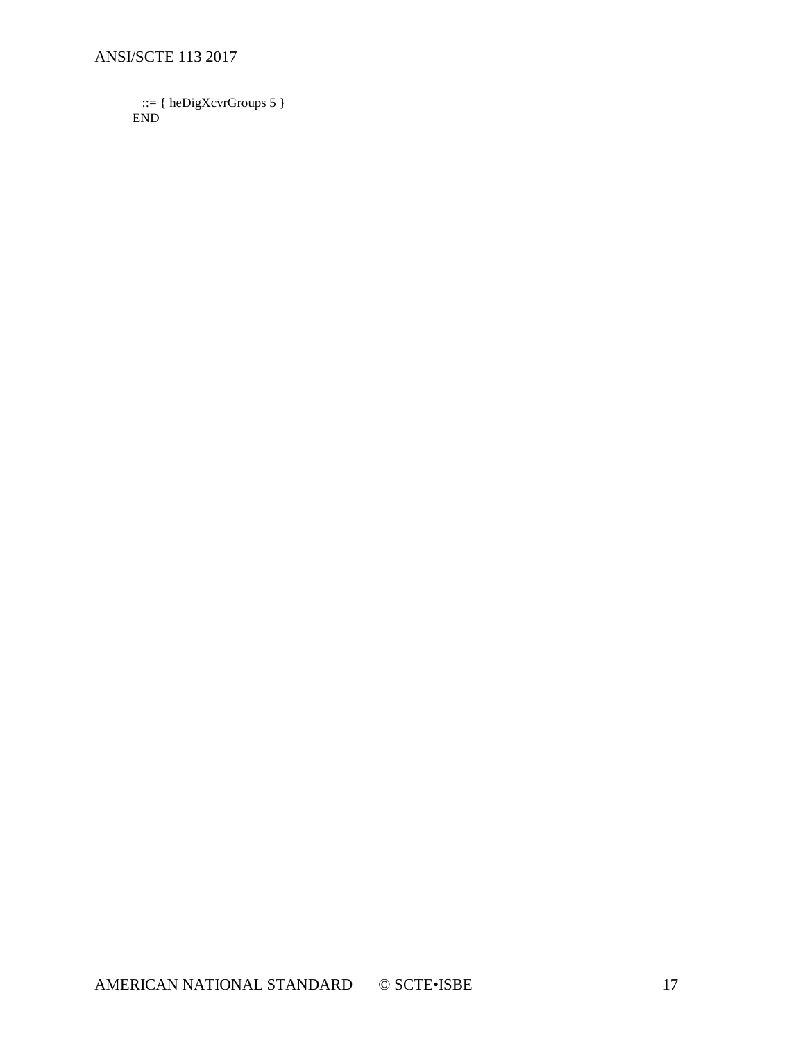```
    ::= { heDigXcvrGroups 5 }
END
```